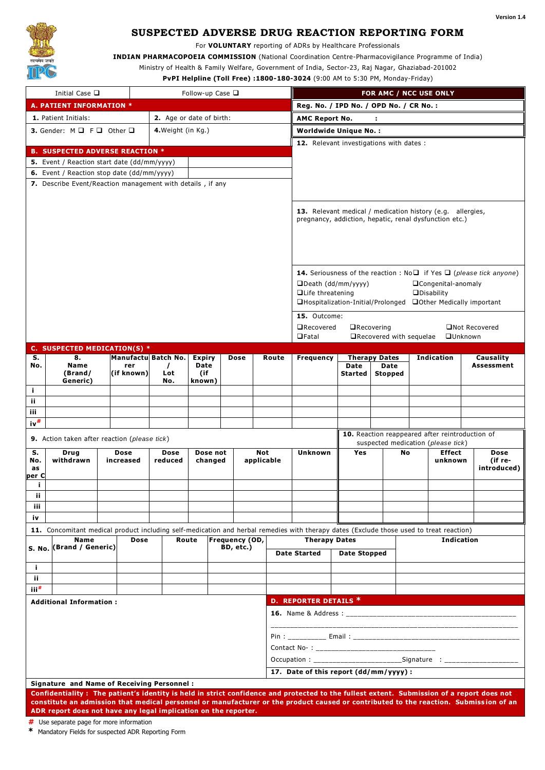Version 1.4

# SUSPECTED ADVERSE DRUG REACTION REPORTING FORM

For **VOLUNTARY** reporting of ADRs by Healthcare Professionals

**INDIAN PHARMACOPOEIA COMMISSION** (National Coordination Centre-Pharmacovigilance Programme of India)

Ministry of Health & Family Welfare, Government of India, Sector-23, Raj Nagar, Ghaziabad-201002

**PvPI Helpline (Toll Free) :1800-180-3024** (9:00 AM to 5:30 PM, Monday-Friday)

Initial Case ❑ Follow-up Case ❑

## A. PATIENT INFORMATION *

| | |
|---|---|
| **1.** Patient Initials: | **2.** Age or date of birth: |
| **3.** Gender: M ❑ F ❑ Other ❑ | **4.** Weight (in Kg.) |

## B. SUSPECTED ADVERSE REACTION *

| | |
|---|---|
| **5.** Event / Reaction start date (dd/mm/yyyy) | |
| **6.** Event / Reaction stop date (dd/mm/yyyy) | |

**7.** Describe Event/Reaction management with details , if any

## FOR AMC / NCC USE ONLY

**Reg. No. / IPD No. / OPD No. / CR No. :**

**AMC Report No. :**

**Worldwide Unique No. :**

**12.** Relevant investigations with dates :

**13.** Relevant medical / medication history (e.g. allergies, pregnancy, addiction, hepatic, renal dysfunction etc.)

**14.** Seriousness of the reaction : No❑ if Yes ❑ (*please tick anyone*)

❑Death (dd/mm/yyyy) ❑Congenital-anomaly
❑Life threatening ❑Disability
❑Hospitalization-Initial/Prolonged ❑Other Medically important

**15.** Outcome:

❑Recovered ❑Recovering ❑Not Recovered
❑Fatal ❑Recovered with sequelae ❑Unknown

## C. SUSPECTED MEDICATION(S) *

| S. No. | 8. Name (Brand/ Generic) | Manufacturer (if known) | Batch No. / Lot No. | Expiry Date (if known) | Dose | Route | Frequency | Therapy Dates: Date Started | Therapy Dates: Date Stopped | Indication | Causality Assessment |
|---|---|---|---|---|---|---|---|---|---|---|---|
| i | | | | | | | | | | | |
| ii | | | | | | | | | | | |
| iii | | | | | | | | | | | |
| iv# | | | | | | | | | | | |

**9.** Action taken after reaction (*please tick*)

**10.** Reaction reappeared after reintroduction of suspected medication (*please tick*)

| S. No. as per C | Drug withdrawn | Dose increased | Dose reduced | Dose not changed | Not applicable | Unknown | Yes | No | Effect unknown | Dose (if re-introduced) |
|---|---|---|---|---|---|---|---|---|---|---|
| i | | | | | | | | | | |
| ii | | | | | | | | | | |
| iii | | | | | | | | | | |
| iv | | | | | | | | | | |

**11.** Concomitant medical product including self-medication and herbal remedies with therapy dates (Exclude those used to treat reaction)

| S. No. | Name (Brand / Generic) | Dose | Route | Frequency (OD, BD, etc.) | Therapy Dates: Date Started | Therapy Dates: Date Stopped | Indication |
|---|---|---|---|---|---|---|---|
| i | | | | | | | |
| ii | | | | | | | |
| iii# | | | | | | | |

**Additional Information :**

## D. REPORTER DETAILS *

**16.** Name & Address : ____________________________________________

____________________________________________________________

Pin : _________ Email : ____________________________________________

Contact No- : ____________________________

Occupation : ______________________Signature : __________________

**17. Date of this report (dd/mm/yyyy) :**

**Signature and Name of Receiving Personnel :**

**Confidentiality : The patient's identity is held in strict confidence and protected to the fullest extent. Submission of a report does not constitute an admission that medical personnel or manufacturer or the product caused or contributed to the reaction. Submission of an ADR report does not have any legal implication on the reporter.**

# Use separate page for more information

* Mandatory Fields for suspected ADR Reporting Form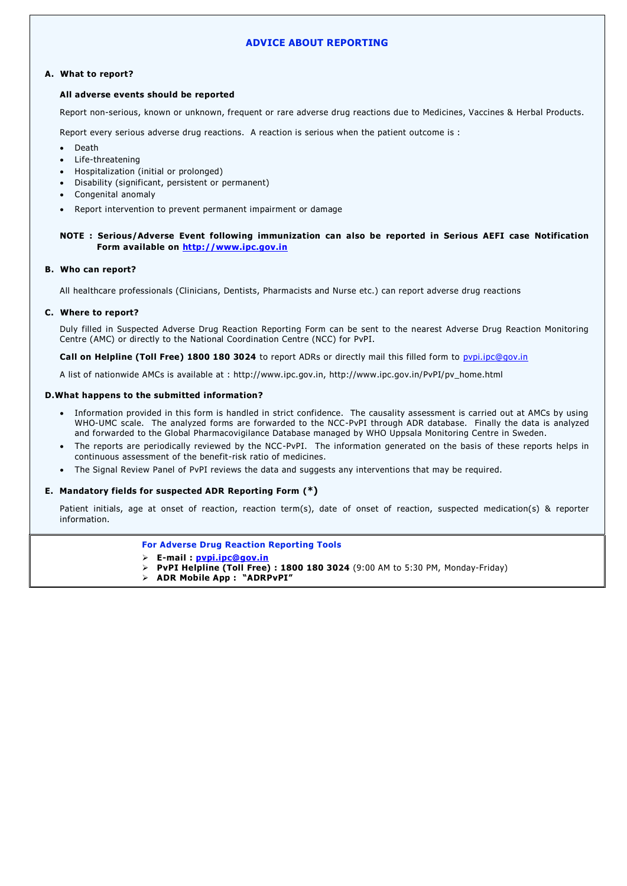## ADVICE ABOUT REPORTING

### A. What to report?

**All adverse events should be reported**

Report non-serious, known or unknown, frequent or rare adverse drug reactions due to Medicines, Vaccines & Herbal Products.

Report every serious adverse drug reactions. A reaction is serious when the patient outcome is :

- Death
- Life-threatening
- Hospitalization (initial or prolonged)
- Disability (significant, persistent or permanent)
- Congenital anomaly
- Report intervention to prevent permanent impairment or damage

**NOTE : Serious/Adverse Event following immunization can also be reported in Serious AEFI case Notification Form available on [http://www.ipc.gov.in](http://www.ipc.gov.in)**

### B. Who can report?

All healthcare professionals (Clinicians, Dentists, Pharmacists and Nurse etc.) can report adverse drug reactions

### C. Where to report?

Duly filled in Suspected Adverse Drug Reaction Reporting Form can be sent to the nearest Adverse Drug Reaction Monitoring Centre (AMC) or directly to the National Coordination Centre (NCC) for PvPI.

**Call on Helpline (Toll Free) 1800 180 3024** to report ADRs or directly mail this filled form to pvpi.ipc@gov.in

A list of nationwide AMCs is available at : http://www.ipc.gov.in, http://www.ipc.gov.in/PvPI/pv_home.html

### D.What happens to the submitted information?

- Information provided in this form is handled in strict confidence. The causality assessment is carried out at AMCs by using WHO-UMC scale. The analyzed forms are forwarded to the NCC-PvPI through ADR database. Finally the data is analyzed and forwarded to the Global Pharmacovigilance Database managed by WHO Uppsala Monitoring Centre in Sweden.
- The reports are periodically reviewed by the NCC-PvPI. The information generated on the basis of these reports helps in continuous assessment of the benefit-risk ratio of medicines.
- The Signal Review Panel of PvPI reviews the data and suggests any interventions that may be required.

### E. Mandatory fields for suspected ADR Reporting Form (*)

Patient initials, age at onset of reaction, reaction term(s), date of onset of reaction, suspected medication(s) & reporter information.

**For Adverse Drug Reaction Reporting Tools**

- **E-mail : pvpi.ipc@gov.in**
- **PvPI Helpline (Toll Free) : 1800 180 3024** (9:00 AM to 5:30 PM, Monday-Friday)
- **ADR Mobile App : "ADRPvPI"**